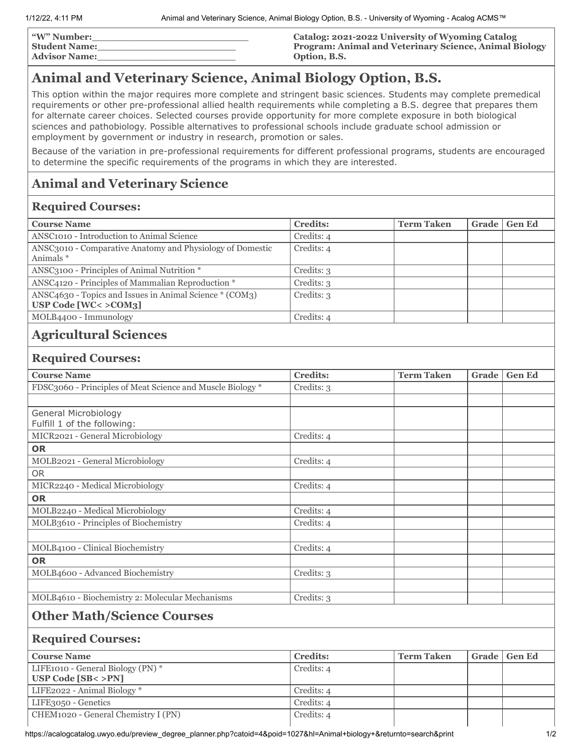**"W" Number:_______________________**
**Student Name:_____________________**
**Advisor Name:_____________________**

**Catalog: 2021-2022 University of Wyoming Catalog**
**Program: Animal and Veterinary Science, Animal Biology Option, B.S.**

# Animal and Veterinary Science, Animal Biology Option, B.S.

This option within the major requires more complete and stringent basic sciences. Students may complete premedical requirements or other pre-professional allied health requirements while completing a B.S. degree that prepares them for alternate career choices. Selected courses provide opportunity for more complete exposure in both biological sciences and pathobiology. Possible alternatives to professional schools include graduate school admission or employment by government or industry in research, promotion or sales.

Because of the variation in pre-professional requirements for different professional programs, students are encouraged to determine the specific requirements of the programs in which they are interested.

## Animal and Veterinary Science

### Required Courses:

| Course Name | Credits: | Term Taken | Grade | Gen Ed |
|---|---|---|---|---|
| ANSC1010 - Introduction to Animal Science | Credits: 4 | | | |
| ANSC3010 - Comparative Anatomy and Physiology of Domestic Animals * | Credits: 4 | | | |
| ANSC3100 - Principles of Animal Nutrition * | Credits: 3 | | | |
| ANSC4120 - Principles of Mammalian Reproduction * | Credits: 3 | | | |
| ANSC4630 - Topics and Issues in Animal Science * (COM3) **USP Code [WC< >COM3]** | Credits: 3 | | | |
| MOLB4400 - Immunology | Credits: 4 | | | |

## Agricultural Sciences

### Required Courses:

| Course Name | Credits: | Term Taken | Grade | Gen Ed |
|---|---|---|---|---|
| FDSC3060 - Principles of Meat Science and Muscle Biology * | Credits: 3 | | | |
| | | | | |
| General Microbiology<br>Fulfill 1 of the following: | | | | |
| MICR2021 - General Microbiology | Credits: 4 | | | |
| **OR** | | | | |
| MOLB2021 - General Microbiology | Credits: 4 | | | |
| OR | | | | |
| MICR2240 - Medical Microbiology | Credits: 4 | | | |
| **OR** | | | | |
| MOLB2240 - Medical Microbiology | Credits: 4 | | | |
| MOLB3610 - Principles of Biochemistry | Credits: 4 | | | |
| | | | | |
| MOLB4100 - Clinical Biochemistry | Credits: 4 | | | |
| **OR** | | | | |
| MOLB4600 - Advanced Biochemistry | Credits: 3 | | | |
| | | | | |
| MOLB4610 - Biochemistry 2: Molecular Mechanisms | Credits: 3 | | | |

## Other Math/Science Courses

### Required Courses:

| Course Name | Credits: | Term Taken | Grade | Gen Ed |
|---|---|---|---|---|
| LIFE1010 - General Biology (PN) * **USP Code [SB< >PN]** | Credits: 4 | | | |
| LIFE2022 - Animal Biology * | Credits: 4 | | | |
| LIFE3050 - Genetics | Credits: 4 | | | |
| CHEM1020 - General Chemistry I (PN) | Credits: 4 | | | |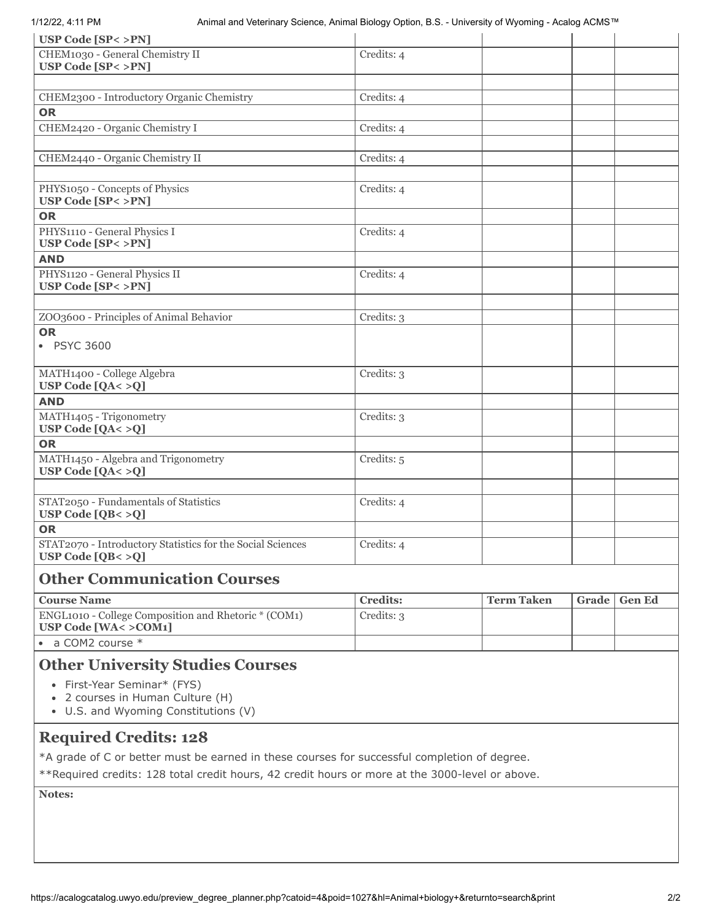| | | | | |
|---|---|---|---|---|
| **USP Code [SP< >PN]** | | | | |
| CHEM1030 - General Chemistry II<br>**USP Code [SP< >PN]** | Credits: 4 | | | |
| | | | | |
| CHEM2300 - Introductory Organic Chemistry | Credits: 4 | | | |
| **OR** | | | | |
| CHEM2420 - Organic Chemistry I | Credits: 4 | | | |
| | | | | |
| CHEM2440 - Organic Chemistry II | Credits: 4 | | | |
| | | | | |
| PHYS1050 - Concepts of Physics<br>**USP Code [SP< >PN]** | Credits: 4 | | | |
| **OR** | | | | |
| PHYS1110 - General Physics I<br>**USP Code [SP< >PN]** | Credits: 4 | | | |
| **AND** | | | | |
| PHYS1120 - General Physics II<br>**USP Code [SP< >PN]** | Credits: 4 | | | |
| | | | | |
| ZOO3600 - Principles of Animal Behavior | Credits: 3 | | | |
| **OR**<br>• PSYC 3600 | | | | |
| MATH1400 - College Algebra<br>**USP Code [QA< >Q]** | Credits: 3 | | | |
| **AND** | | | | |
| MATH1405 - Trigonometry<br>**USP Code [QA< >Q]** | Credits: 3 | | | |
| **OR** | | | | |
| MATH1450 - Algebra and Trigonometry<br>**USP Code [QA< >Q]** | Credits: 5 | | | |
| | | | | |
| STAT2050 - Fundamentals of Statistics<br>**USP Code [QB< >Q]** | Credits: 4 | | | |
| **OR** | | | | |
| STAT2070 - Introductory Statistics for the Social Sciences<br>**USP Code [QB< >Q]** | Credits: 4 | | | |

## Other Communication Courses

| Course Name | Credits: | Term Taken | Grade | Gen Ed |
|---|---|---|---|---|
| ENGL1010 - College Composition and Rhetoric * (COM1)<br>**USP Code [WA< >COM1]** | Credits: 3 | | | |
| • a COM2 course * | | | | |

## Other University Studies Courses

- First-Year Seminar* (FYS)
- 2 courses in Human Culture (H)
- U.S. and Wyoming Constitutions (V)

## Required Credits: 128

*A grade of C or better must be earned in these courses for successful completion of degree.

**Required credits: 128 total credit hours, 42 credit hours or more at the 3000-level or above.

**Notes:**